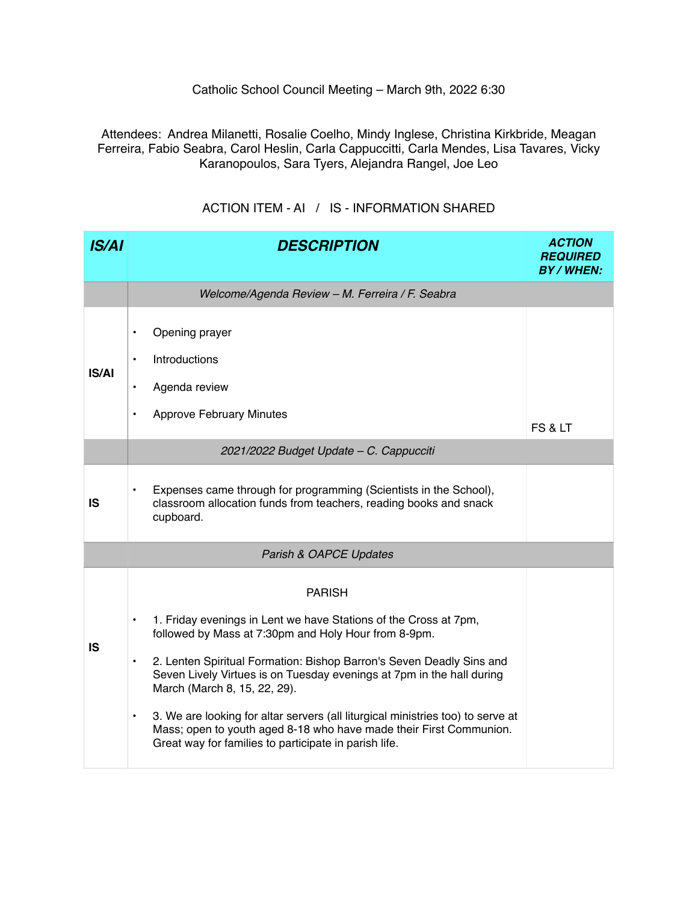Catholic School Council Meeting – March 9th, 2022 6:30

Attendees: Andrea Milanetti, Rosalie Coelho, Mindy Inglese, Christina Kirkbride, Meagan Ferreira, Fabio Seabra, Carol Heslin, Carla Cappuccitti, Carla Mendes, Lisa Tavares, Vicky Karanopoulos, Sara Tyers, Alejandra Rangel, Joe Leo

ACTION ITEM - AI / IS - INFORMATION SHARED

| *IS/AI* | *DESCRIPTION* | *ACTION REQUIRED BY / WHEN:* |
|---|---|---|
| | *Welcome/Agenda Review – M. Ferreira / F. Seabra* | |
| **IS/AI** | • Opening prayer<br>• Introductions<br>• Agenda review<br>• Approve February Minutes | FS & LT |
| | *2021/2022 Budget Update – C. Cappucciti* | |
| **IS** | • Expenses came through for programming (Scientists in the School), classroom allocation funds from teachers, reading books and snack cupboard. | |
| | *Parish & OAPCE Updates* | |
| **IS** | PARISH<br>• 1. Friday evenings in Lent we have Stations of the Cross at 7pm, followed by Mass at 7:30pm and Holy Hour from 8-9pm.<br>• 2. Lenten Spiritual Formation: Bishop Barron's Seven Deadly Sins and Seven Lively Virtues is on Tuesday evenings at 7pm in the hall during March (March 8, 15, 22, 29).<br>• 3. We are looking for altar servers (all liturgical ministries too) to serve at Mass; open to youth aged 8-18 who have made their First Communion. Great way for families to participate in parish life. | |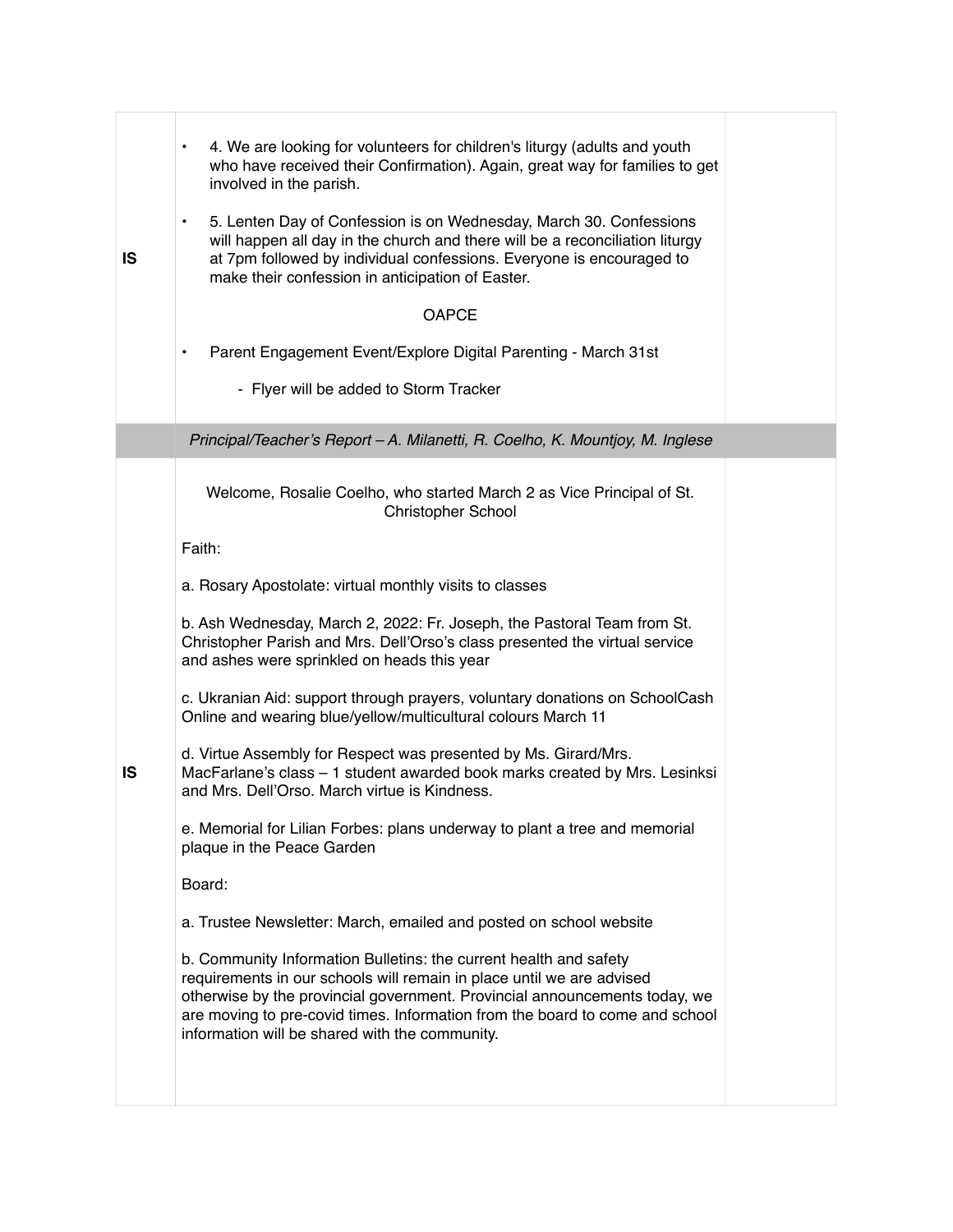| | | |
|---|---|---|
| IS | • 4. We are looking for volunteers for children's liturgy (adults and youth who have received their Confirmation). Again, great way for families to get involved in the parish.<br><br>• 5. Lenten Day of Confession is on Wednesday, March 30. Confessions will happen all day in the church and there will be a reconciliation liturgy at 7pm followed by individual confessions. Everyone is encouraged to make their confession in anticipation of Easter.<br><br>OAPCE<br><br>• Parent Engagement Event/Explore Digital Parenting - March 31st<br>  - Flyer will be added to Storm Tracker | |
| | *Principal/Teacher's Report – A. Milanetti, R. Coelho, K. Mountjoy, M. Inglese* | |
| IS | Welcome, Rosalie Coelho, who started March 2 as Vice Principal of St. Christopher School<br><br>Faith:<br><br>a. Rosary Apostolate: virtual monthly visits to classes<br><br>b. Ash Wednesday, March 2, 2022: Fr. Joseph, the Pastoral Team from St. Christopher Parish and Mrs. Dell'Orso's class presented the virtual service and ashes were sprinkled on heads this year<br><br>c. Ukranian Aid: support through prayers, voluntary donations on SchoolCash Online and wearing blue/yellow/multicultural colours March 11<br><br>d. Virtue Assembly for Respect was presented by Ms. Girard/Mrs. MacFarlane's class – 1 student awarded book marks created by Mrs. Lesinksi and Mrs. Dell'Orso. March virtue is Kindness.<br><br>e. Memorial for Lilian Forbes: plans underway to plant a tree and memorial plaque in the Peace Garden<br><br>Board:<br><br>a. Trustee Newsletter: March, emailed and posted on school website<br><br>b. Community Information Bulletins: the current health and safety requirements in our schools will remain in place until we are advised otherwise by the provincial government. Provincial announcements today, we are moving to pre-covid times. Information from the board to come and school information will be shared with the community. | |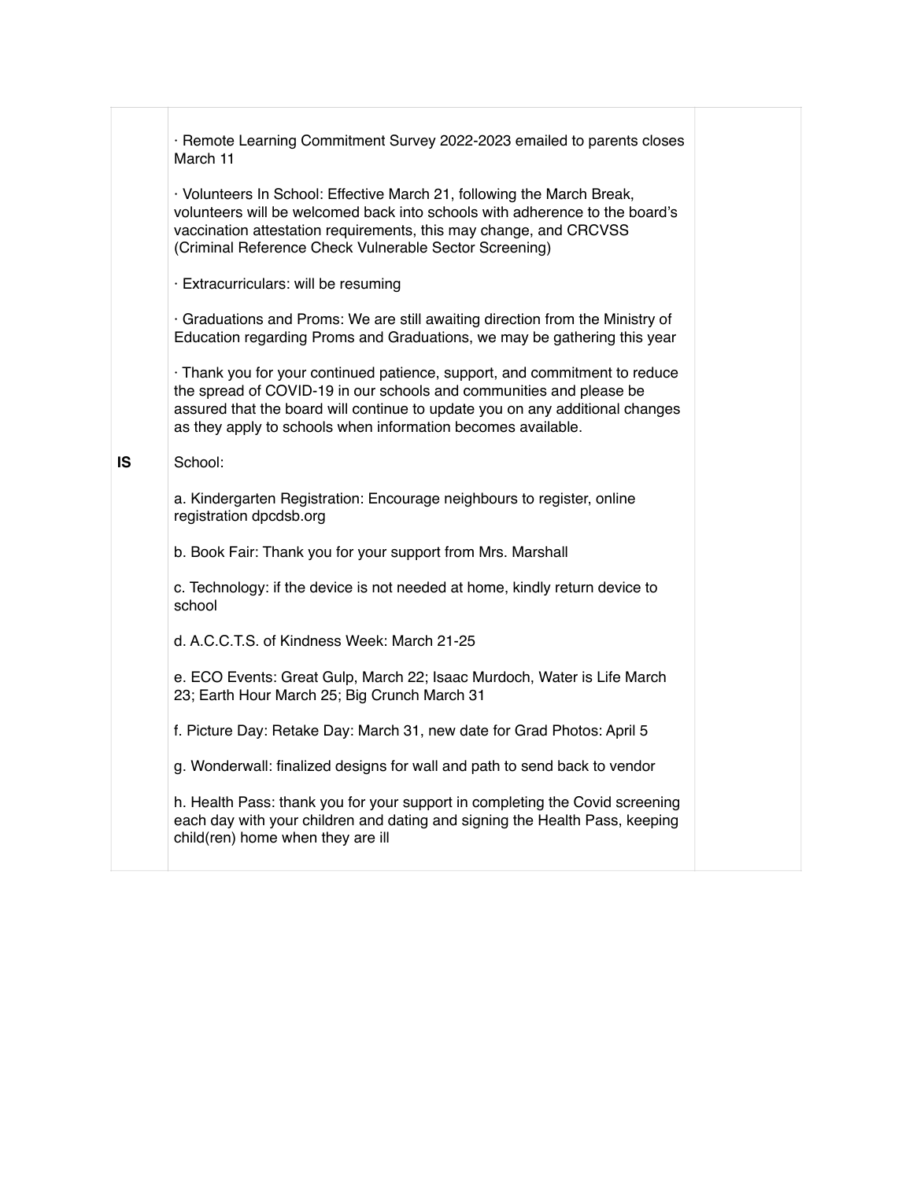|  |  |  |
|---|---|---|
|  | · Remote Learning Commitment Survey 2022-2023 emailed to parents closes March 11<br><br>· Volunteers In School: Effective March 21, following the March Break, volunteers will be welcomed back into schools with adherence to the board's vaccination attestation requirements, this may change, and CRCVSS (Criminal Reference Check Vulnerable Sector Screening)<br><br>· Extracurriculars: will be resuming<br><br>· Graduations and Proms: We are still awaiting direction from the Ministry of Education regarding Proms and Graduations, we may be gathering this year<br><br>· Thank you for your continued patience, support, and commitment to reduce the spread of COVID-19 in our schools and communities and please be assured that the board will continue to update you on any additional changes as they apply to schools when information becomes available. |  |
| **IS** | School:<br><br>a. Kindergarten Registration: Encourage neighbours to register, online registration dpcdsb.org<br><br>b. Book Fair: Thank you for your support from Mrs. Marshall<br><br>c. Technology: if the device is not needed at home, kindly return device to school<br><br>d. A.C.C.T.S. of Kindness Week: March 21-25<br><br>e. ECO Events: Great Gulp, March 22; Isaac Murdoch, Water is Life March 23; Earth Hour March 25; Big Crunch March 31<br><br>f. Picture Day: Retake Day: March 31, new date for Grad Photos: April 5<br><br>g. Wonderwall: finalized designs for wall and path to send back to vendor<br><br>h. Health Pass: thank you for your support in completing the Covid screening each day with your children and dating and signing the Health Pass, keeping child(ren) home when they are ill |  |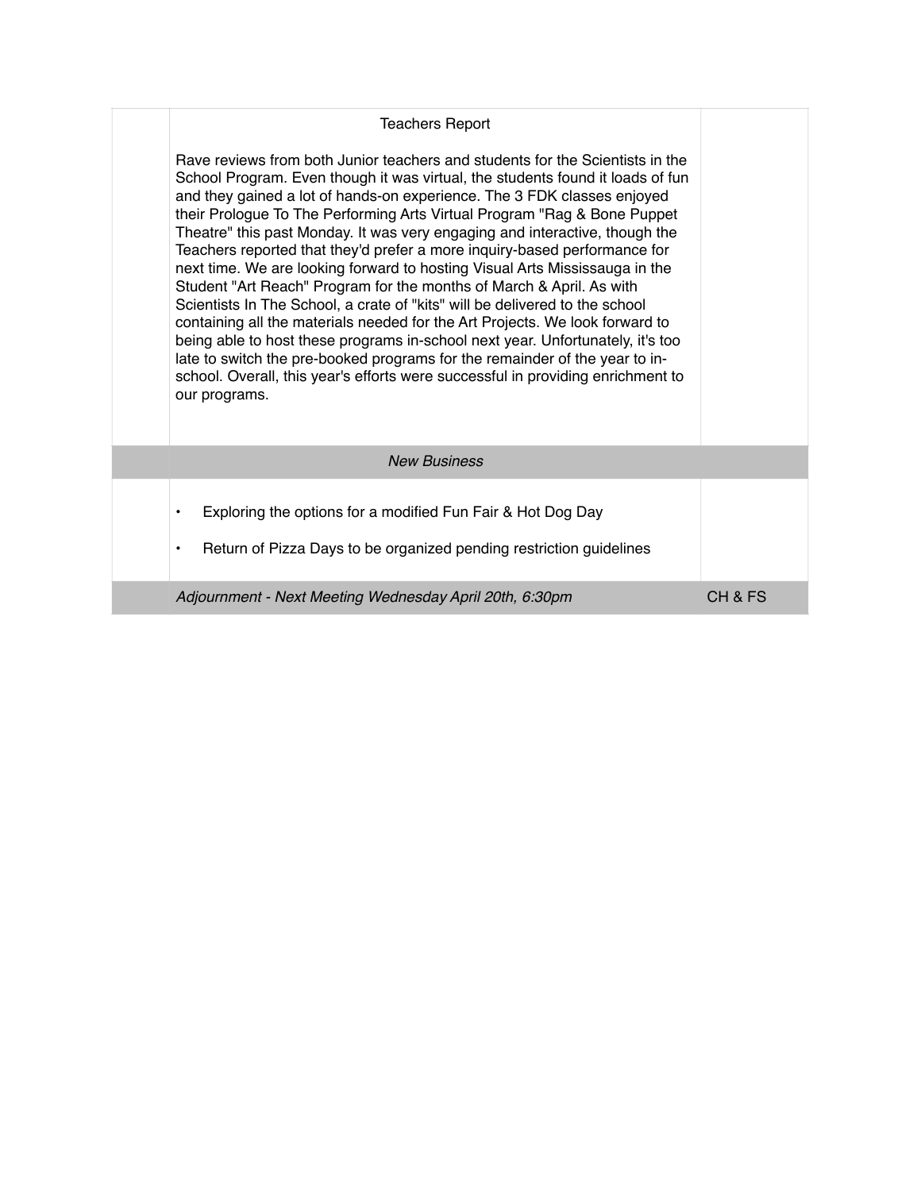| | | |
|---|---|---|
| | Teachers Report<br><br>Rave reviews from both Junior teachers and students for the Scientists in the School Program. Even though it was virtual, the students found it loads of fun and they gained a lot of hands-on experience. The 3 FDK classes enjoyed their Prologue To The Performing Arts Virtual Program "Rag & Bone Puppet Theatre" this past Monday. It was very engaging and interactive, though the Teachers reported that they'd prefer a more inquiry-based performance for next time. We are looking forward to hosting Visual Arts Mississauga in the Student "Art Reach" Program for the months of March & April. As with Scientists In The School, a crate of "kits" will be delivered to the school containing all the materials needed for the Art Projects. We look forward to being able to host these programs in-school next year. Unfortunately, it's too late to switch the pre-booked programs for the remainder of the year to in-school. Overall, this year's efforts were successful in providing enrichment to our programs. | |
| | *New Business* | |
| | • Exploring the options for a modified Fun Fair & Hot Dog Day<br>• Return of Pizza Days to be organized pending restriction guidelines | |
| | *Adjournment - Next Meeting Wednesday April 20th, 6:30pm* | CH & FS |